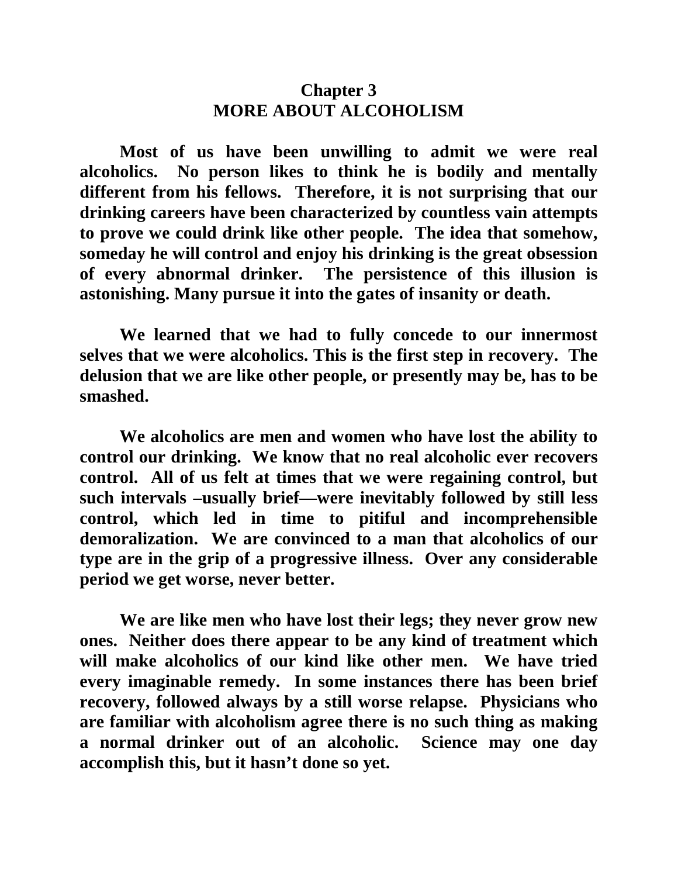## Chapter 3
## MORE ABOUT ALCOHOLISM

**Most of us have been unwilling to admit we were real alcoholics. No person likes to think he is bodily and mentally different from his fellows. Therefore, it is not surprising that our drinking careers have been characterized by countless vain attempts to prove we could drink like other people. The idea that somehow, someday he will control and enjoy his drinking is the great obsession of every abnormal drinker. The persistence of this illusion is astonishing. Many pursue it into the gates of insanity or death.**

**We learned that we had to fully concede to our innermost selves that we were alcoholics. This is the first step in recovery. The delusion that we are like other people, or presently may be, has to be smashed.**

**We alcoholics are men and women who have lost the ability to control our drinking. We know that no real alcoholic ever recovers control. All of us felt at times that we were regaining control, but such intervals –usually brief—were inevitably followed by still less control, which led in time to pitiful and incomprehensible demoralization. We are convinced to a man that alcoholics of our type are in the grip of a progressive illness. Over any considerable period we get worse, never better.**

**We are like men who have lost their legs; they never grow new ones. Neither does there appear to be any kind of treatment which will make alcoholics of our kind like other men. We have tried every imaginable remedy. In some instances there has been brief recovery, followed always by a still worse relapse. Physicians who are familiar with alcoholism agree there is no such thing as making a normal drinker out of an alcoholic. Science may one day accomplish this, but it hasn't done so yet.**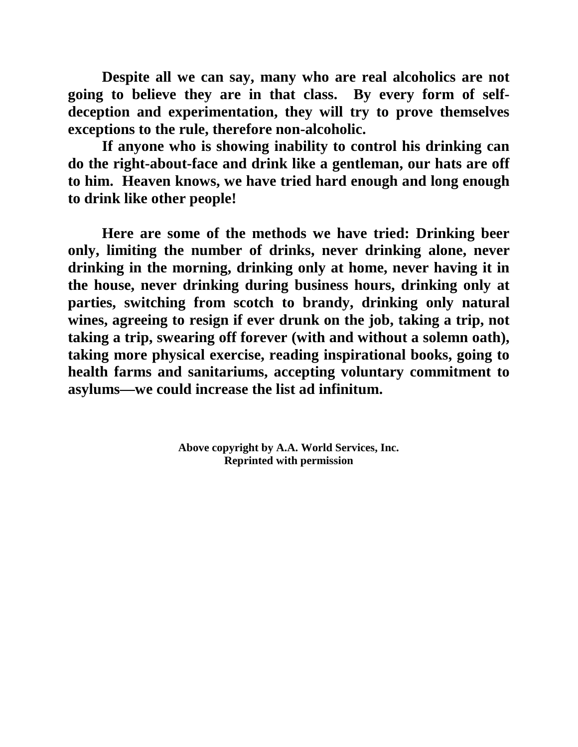**Despite all we can say, many who are real alcoholics are not going to believe they are in that class. By every form of self-deception and experimentation, they will try to prove themselves exceptions to the rule, therefore non-alcoholic.**

**If anyone who is showing inability to control his drinking can do the right-about-face and drink like a gentleman, our hats are off to him. Heaven knows, we have tried hard enough and long enough to drink like other people!**

**Here are some of the methods we have tried: Drinking beer only, limiting the number of drinks, never drinking alone, never drinking in the morning, drinking only at home, never having it in the house, never drinking during business hours, drinking only at parties, switching from scotch to brandy, drinking only natural wines, agreeing to resign if ever drunk on the job, taking a trip, not taking a trip, swearing off forever (with and without a solemn oath), taking more physical exercise, reading inspirational books, going to health farms and sanitariums, accepting voluntary commitment to asylums—we could increase the list ad infinitum.**

**Above copyright by A.A. World Services, Inc.**
**Reprinted with permission**